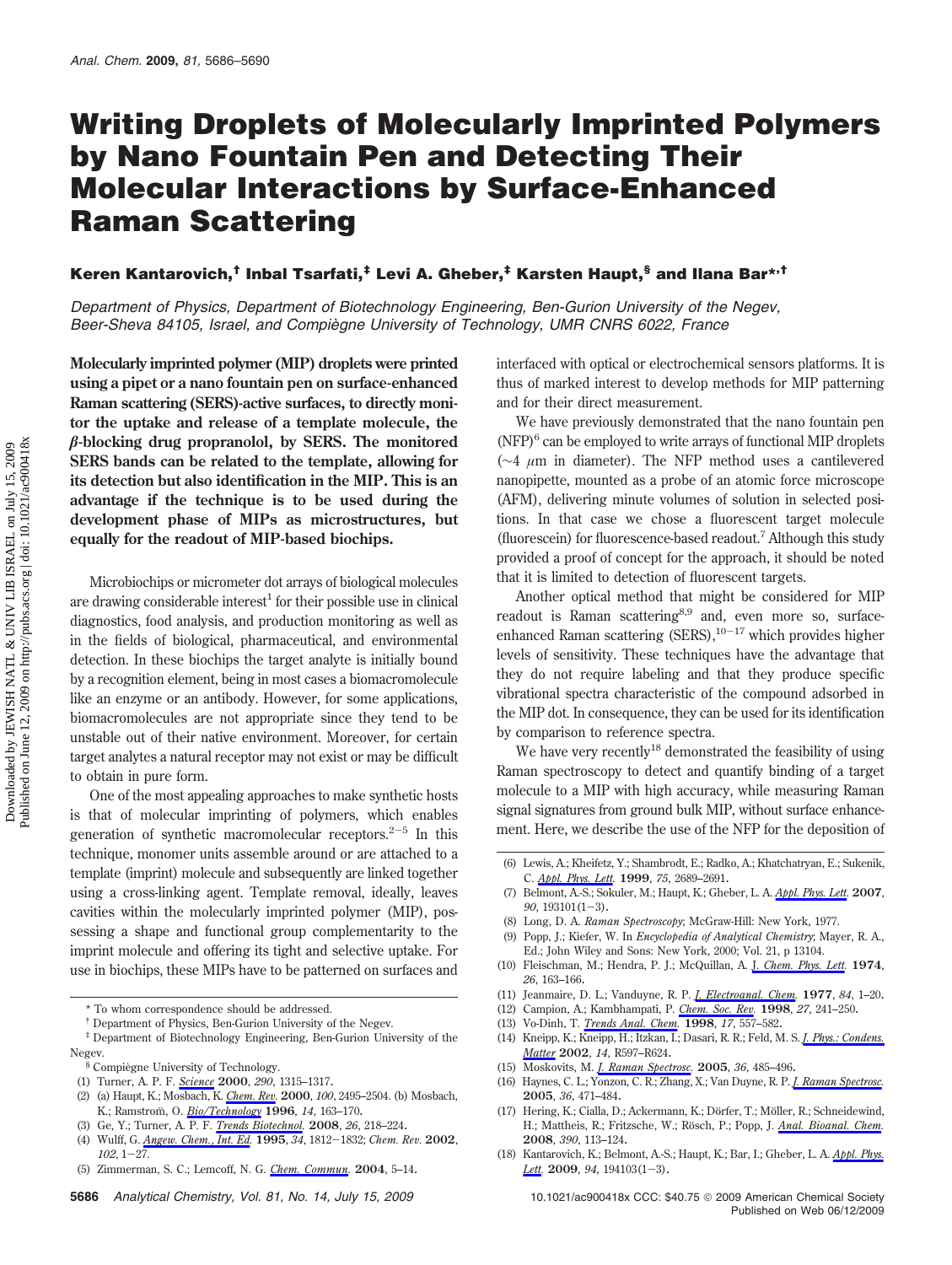# Writing Droplets of Molecularly Imprinted Polymers by Nano Fountain Pen and Detecting Their Molecular Interactions by Surface-Enhanced Raman Scattering

**Keren Kantarovich,[†] Inbal Tsarfati,[‡] Levi A. Gheber,[‡] Karsten Haupt,[§] and Ilana Bar*[,†]**

*Department of Physics, Department of Biotechnology Engineering, Ben-Gurion University of the Negev, Beer-Sheva 84105, Israel, and Compiègne University of Technology, UMR CNRS 6022, France*

**Molecularly imprinted polymer (MIP) droplets were printed using a pipet or a nano fountain pen on surface-enhanced Raman scattering (SERS)-active surfaces, to directly monitor the uptake and release of a template molecule, the β-blocking drug propranolol, by SERS. The monitored SERS bands can be related to the template, allowing for its detection but also identification in the MIP. This is an advantage if the technique is to be used during the development phase of MIPs as microstructures, but equally for the readout of MIP-based biochips.**

Microbiochips or micrometer dot arrays of biological molecules are drawing considerable interest[1] for their possible use in clinical diagnostics, food analysis, and production monitoring as well as in the fields of biological, pharmaceutical, and environmental detection. In these biochips the target analyte is initially bound by a recognition element, being in most cases a biomacromolecule like an enzyme or an antibody. However, for some applications, biomacromolecules are not appropriate since they tend to be unstable out of their native environment. Moreover, for certain target analytes a natural receptor may not exist or may be difficult to obtain in pure form.

One of the most appealing approaches to make synthetic hosts is that of molecular imprinting of polymers, which enables generation of synthetic macromolecular receptors.[2-5] In this technique, monomer units assemble around or are attached to a template (imprint) molecule and subsequently are linked together using a cross-linking agent. Template removal, ideally, leaves cavities within the molecularly imprinted polymer (MIP), possessing a shape and functional group complementarity to the imprint molecule and offering its tight and selective uptake. For use in biochips, these MIPs have to be patterned on surfaces and interfaced with optical or electrochemical sensors platforms. It is thus of marked interest to develop methods for MIP patterning and for their direct measurement.

We have previously demonstrated that the nano fountain pen (NFP)[6] can be employed to write arrays of functional MIP droplets (~4 μm in diameter). The NFP method uses a cantilevered nanopipette, mounted as a probe of an atomic force microscope (AFM), delivering minute volumes of solution in selected positions. In that case we chose a fluorescent target molecule (fluorescein) for fluorescence-based readout.[7] Although this study provided a proof of concept for the approach, it should be noted that it is limited to detection of fluorescent targets.

Another optical method that might be considered for MIP readout is Raman scattering[8,9] and, even more so, surface-enhanced Raman scattering (SERS),[10-17] which provides higher levels of sensitivity. These techniques have the advantage that they do not require labeling and that they produce specific vibrational spectra characteristic of the compound adsorbed in the MIP dot. In consequence, they can be used for its identification by comparison to reference spectra.

We have very recently[18] demonstrated the feasibility of using Raman spectroscopy to detect and quantify binding of a target molecule to a MIP with high accuracy, while measuring Raman signal signatures from ground bulk MIP, without surface enhancement. Here, we describe the use of the NFP for the deposition of

\* To whom correspondence should be addressed.

† Department of Physics, Ben-Gurion University of the Negev.

‡ Department of Biotechnology Engineering, Ben-Gurion University of the Negev.

§ Compiègne University of Technology.

(1) Turner, A. P. F. *Science* **2000**, *290*, 1315–1317.
(2) (a) Haupt, K.; Mosbach, K. *Chem. Rev.* **2000**, *100*, 2495–2504. (b) Mosbach, K.; Ramström, O. *Bio/Technology* **1996**, *14*, 163–170.
(3) Ge, Y.; Turner, A. P. F. *Trends Biotechnol.* **2008**, *26*, 218–224.
(4) Wulff, G. *Angew. Chem., Int. Ed.* **1995**, *34*, 1812–1832; *Chem. Rev.* **2002**, *102*, 1–27.
(5) Zimmerman, S. C.; Lemcoff, N. G. *Chem. Commun.* **2004**, 5–14.
(6) Lewis, A.; Kheifetz, Y.; Shambrodt, E.; Radko, A.; Khatchatryan, E.; Sukenik, C. *Appl. Phys. Lett.* **1999**, *75*, 2689–2691.
(7) Belmont, A.-S.; Sokuler, M.; Haupt, K.; Gheber, L. A. *Appl. Phys. Lett.* **2007**, *90*, 193101(1–3).
(8) Long, D. A. *Raman Spectroscopy*; McGraw-Hill: New York, 1977.
(9) Popp, J.; Kiefer, W. In *Encyclopedia of Analytical Chemistry*; Mayer, R. A., Ed.; John Wiley and Sons: New York, 2000; Vol. 21, p 13104.
(10) Fleischman, M.; Hendra, P. J.; McQuillan, A. J. *Chem. Phys. Lett.* **1974**, *26*, 163–166.
(11) Jeanmaire, D. L.; Vanduyne, R. P. *J. Electroanal. Chem.* **1977**, *84*, 1–20.
(12) Campion, A.; Kambhampati, P. *Chem. Soc. Rev.* **1998**, *27*, 241–250.
(13) Vo-Dinh, T. *Trends Anal. Chem.* **1998**, *17*, 557–582.
(14) Kneipp, K.; Kneipp, H.; Itzkan, I.; Dasari, R. R.; Feld, M. S. *J. Phys.: Condens. Matter* **2002**, *14*, R597–R624.
(15) Moskovits, M. *J. Raman Spectrosc.* **2005**, *36*, 485–496.
(16) Haynes, C. L.; Yonzon, C. R.; Zhang, X.; Van Duyne, R. P. *J. Raman Spectrosc.* **2005**, *36*, 471–484.
(17) Hering, K.; Cialla, D.; Ackermann, K.; Dörfer, T.; Möller, R.; Schneidewind, H.; Mattheis, R.; Fritzsche, W.; Rösch, P.; Popp, J. *Anal. Bioanal. Chem.* **2008**, *390*, 113–124.
(18) Kantarovich, K.; Belmont, A.-S.; Haupt, K.; Bar, I.; Gheber, L. A. *Appl. Phys. Lett.* **2009**, *94*, 194103(1–3).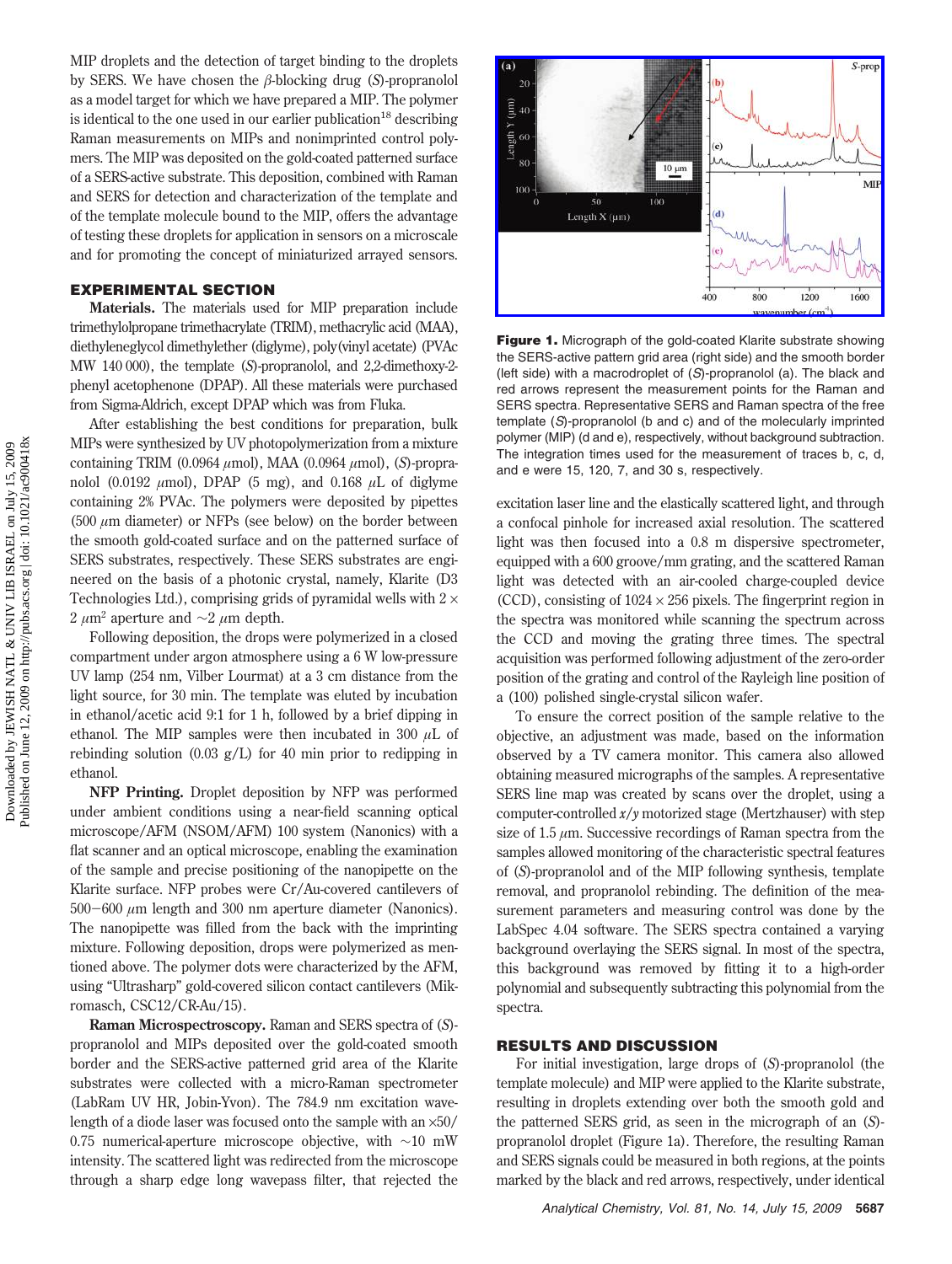MIP droplets and the detection of target binding to the droplets by SERS. We have chosen the $\beta$-blocking drug (*S*)-propranolol as a model target for which we have prepared a MIP. The polymer is identical to the one used in our earlier publication[18] describing Raman measurements on MIPs and nonimprinted control polymers. The MIP was deposited on the gold-coated patterned surface of a SERS-active substrate. This deposition, combined with Raman and SERS for detection and characterization of the template and of the template molecule bound to the MIP, offers the advantage of testing these droplets for application in sensors on a microscale and for promoting the concept of miniaturized arrayed sensors.

## EXPERIMENTAL SECTION

**Materials.** The materials used for MIP preparation include trimethylolpropane trimethacrylate (TRIM), methacrylic acid (MAA), diethyleneglycol dimethylether (diglyme), poly(vinyl acetate) (PVAc MW 140 000), the template (*S*)-propranolol, and 2,2-dimethoxy-2-phenyl acetophenone (DPAP). All these materials were purchased from Sigma-Aldrich, except DPAP which was from Fluka.

After establishing the best conditions for preparation, bulk MIPs were synthesized by UV photopolymerization from a mixture containing TRIM (0.0964 $\mu$mol), MAA (0.0964 $\mu$mol), (*S*)-propranolol (0.0192 $\mu$mol), DPAP (5 mg), and 0.168 $\mu$L of diglyme containing 2% PVAc. The polymers were deposited by pipettes (500 $\mu$m diameter) or NFPs (see below) on the border between the smooth gold-coated surface and on the patterned surface of SERS substrates, respectively. These SERS substrates are engineered on the basis of a photonic crystal, namely, Klarite (D3 Technologies Ltd.), comprising grids of pyramidal wells with $2 \times 2$ $\mu m^2$ aperture and ~2 $\mu$m depth.

Following deposition, the drops were polymerized in a closed compartment under argon atmosphere using a 6 W low-pressure UV lamp (254 nm, Vilber Lourmat) at a 3 cm distance from the light source, for 30 min. The template was eluted by incubation in ethanol/acetic acid 9:1 for 1 h, followed by a brief dipping in ethanol. The MIP samples were then incubated in 300 $\mu$L of rebinding solution (0.03 g/L) for 40 min prior to redipping in ethanol.

**NFP Printing.** Droplet deposition by NFP was performed under ambient conditions using a near-field scanning optical microscope/AFM (NSOM/AFM) 100 system (Nanonics) with a flat scanner and an optical microscope, enabling the examination of the sample and precise positioning of the nanopipette on the Klarite surface. NFP probes were Cr/Au-covered cantilevers of 500−600 $\mu$m length and 300 nm aperture diameter (Nanonics). The nanopipette was filled from the back with the imprinting mixture. Following deposition, drops were polymerized as mentioned above. The polymer dots were characterized by the AFM, using "Ultrasharp" gold-covered silicon contact cantilevers (Mikromasch, CSC12/CR-Au/15).

**Raman Microspectroscopy.** Raman and SERS spectra of (*S*)-propranolol and MIPs deposited over the gold-coated smooth border and the SERS-active patterned grid area of the Klarite substrates were collected with a micro-Raman spectrometer (LabRam UV HR, Jobin-Yvon). The 784.9 nm excitation wavelength of a diode laser was focused onto the sample with an ×50/0.75 numerical-aperture microscope objective, with ~10 mW intensity. The scattered light was redirected from the microscope through a sharp edge long wavepass filter, that rejected the excitation laser line and the elastically scattered light, and through a confocal pinhole for increased axial resolution. The scattered light was then focused into a 0.8 m dispersive spectrometer, equipped with a 600 groove/mm grating, and the scattered Raman light was detected with an air-cooled charge-coupled device (CCD), consisting of $1024 \times 256$ pixels. The fingerprint region in the spectra was monitored while scanning the spectrum across the CCD and moving the grating three times. The spectral acquisition was performed following adjustment of the zero-order position of the grating and control of the Rayleigh line position of a (100) polished single-crystal silicon wafer.

To ensure the correct position of the sample relative to the objective, an adjustment was made, based on the information observed by a TV camera monitor. This camera also allowed obtaining measured micrographs of the samples. A representative SERS line map was created by scans over the droplet, using a computer-controlled *x*/*y* motorized stage (Mertzhauser) with step size of 1.5 $\mu$m. Successive recordings of Raman spectra from the samples allowed monitoring of the characteristic spectral features of (*S*)-propranolol and of the MIP following synthesis, template removal, and propranolol rebinding. The definition of the measurement parameters and measuring control was done by the LabSpec 4.04 software. The SERS spectra contained a varying background overlaying the SERS signal. In most of the spectra, this background was removed by fitting it to a high-order polynomial and subsequently subtracting this polynomial from the spectra.

**Figure 1.** Micrograph of the gold-coated Klarite substrate showing the SERS-active pattern grid area (right side) and the smooth border (left side) with a macrodroplet of (*S*)-propranolol (a). The black and red arrows represent the measurement points for the Raman and SERS spectra. Representative SERS and Raman spectra of the free template (*S*)-propranolol (b and c) and of the molecularly imprinted polymer (MIP) (d and e), respectively, without background subtraction. The integration times used for the measurement of traces b, c, d, and e were 15, 120, 7, and 30 s, respectively.

## RESULTS AND DISCUSSION

For initial investigation, large drops of (*S*)-propranolol (the template molecule) and MIP were applied to the Klarite substrate, resulting in droplets extending over both the smooth gold and the patterned SERS grid, as seen in the micrograph of an (*S*)-propranolol droplet (Figure 1a). Therefore, the resulting Raman and SERS signals could be measured in both regions, at the points marked by the black and red arrows, respectively, under identical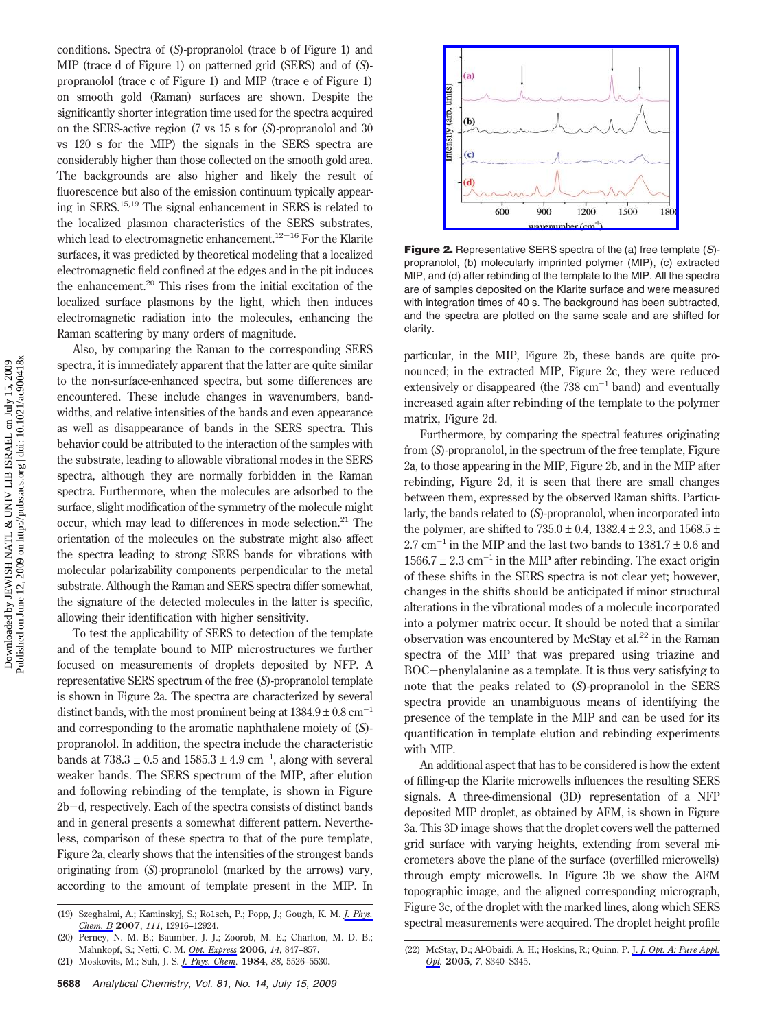conditions. Spectra of (*S*)-propranolol (trace b of Figure 1) and MIP (trace d of Figure 1) on patterned grid (SERS) and of (*S*)-propranolol (trace c of Figure 1) and MIP (trace e of Figure 1) on smooth gold (Raman) surfaces are shown. Despite the significantly shorter integration time used for the spectra acquired on the SERS-active region (7 vs 15 s for (*S*)-propranolol and 30 vs 120 s for the MIP) the signals in the SERS spectra are considerably higher than those collected on the smooth gold area. The backgrounds are also higher and likely the result of fluorescence but also of the emission continuum typically appearing in SERS.[15,19] The signal enhancement in SERS is related to the localized plasmon characteristics of the SERS substrates, which lead to electromagnetic enhancement.[12−16] For the Klarite surfaces, it was predicted by theoretical modeling that a localized electromagnetic field confined at the edges and in the pit induces the enhancement.[20] This rises from the initial excitation of the localized surface plasmons by the light, which then induces electromagnetic radiation into the molecules, enhancing the Raman scattering by many orders of magnitude.

Also, by comparing the Raman to the corresponding SERS spectra, it is immediately apparent that the latter are quite similar to the non-surface-enhanced spectra, but some differences are encountered. These include changes in wavenumbers, bandwidths, and relative intensities of the bands and even appearance as well as disappearance of bands in the SERS spectra. This behavior could be attributed to the interaction of the samples with the substrate, leading to allowable vibrational modes in the SERS spectra, although they are normally forbidden in the Raman spectra. Furthermore, when the molecules are adsorbed to the surface, slight modification of the symmetry of the molecule might occur, which may lead to differences in mode selection.[21] The orientation of the molecules on the substrate might also affect the spectra leading to strong SERS bands for vibrations with molecular polarizability components perpendicular to the metal substrate. Although the Raman and SERS spectra differ somewhat, the signature of the detected molecules in the latter is specific, allowing their identification with higher sensitivity.

To test the applicability of SERS to detection of the template and of the template bound to MIP microstructures we further focused on measurements of droplets deposited by NFP. A representative SERS spectrum of the free (*S*)-propranolol template is shown in Figure 2a. The spectra are characterized by several distinct bands, with the most prominent being at $1384.9 \pm 0.8$ cm$^{-1}$ and corresponding to the aromatic naphthalene moiety of (*S*)-propranolol. In addition, the spectra include the characteristic bands at $738.3 \pm 0.5$ and $1585.3 \pm 4.9$ cm$^{-1}$, along with several weaker bands. The SERS spectrum of the MIP, after elution and following rebinding of the template, is shown in Figure 2b−d, respectively. Each of the spectra consists of distinct bands and in general presents a somewhat different pattern. Nevertheless, comparison of these spectra to that of the pure template, Figure 2a, clearly shows that the intensities of the strongest bands originating from (*S*)-propranolol (marked by the arrows) vary, according to the amount of template present in the MIP. In particular, in the MIP, Figure 2b, these bands are quite pronounced; in the extracted MIP, Figure 2c, they were reduced extensively or disappeared (the 738 cm$^{-1}$ band) and eventually increased again after rebinding of the template to the polymer matrix, Figure 2d.

**Figure 2.** Representative SERS spectra of the (a) free template (*S*)-propranolol, (b) molecularly imprinted polymer (MIP), (c) extracted MIP, and (d) after rebinding of the template to the MIP. All the spectra are of samples deposited on the Klarite surface and were measured with integration times of 40 s. The background has been subtracted, and the spectra are plotted on the same scale and are shifted for clarity.

Furthermore, by comparing the spectral features originating from (*S*)-propranolol, in the spectrum of the free template, Figure 2a, to those appearing in the MIP, Figure 2b, and in the MIP after rebinding, Figure 2d, it is seen that there are small changes between them, expressed by the observed Raman shifts. Particularly, the bands related to (*S*)-propranolol, when incorporated into the polymer, are shifted to $735.0 \pm 0.4$, $1382.4 \pm 2.3$, and $1568.5 \pm 2.7$ cm$^{-1}$ in the MIP and the last two bands to $1381.7 \pm 0.6$ and $1566.7 \pm 2.3$ cm$^{-1}$ in the MIP after rebinding. The exact origin of these shifts in the SERS spectra is not clear yet; however, changes in the shifts should be anticipated if minor structural alterations in the vibrational modes of a molecule incorporated into a polymer matrix occur. It should be noted that a similar observation was encountered by McStay et al.[22] in the Raman spectra of the MIP that was prepared using triazine and BOC−phenylalanine as a template. It is thus very satisfying to note that the peaks related to (*S*)-propranolol in the SERS spectra provide an unambiguous means of identifying the presence of the template in the MIP and can be used for its quantification in template elution and rebinding experiments with MIP.

An additional aspect that has to be considered is how the extent of filling-up the Klarite microwells influences the resulting SERS signals. A three-dimensional (3D) representation of a NFP deposited MIP droplet, as obtained by AFM, is shown in Figure 3a. This 3D image shows that the droplet covers well the patterned grid surface with varying heights, extending from several micrometers above the plane of the surface (overfilled microwells) through empty microwells. In Figure 3b we show the AFM topographic image, and the aligned corresponding micrograph, Figure 3c, of the droplet with the marked lines, along which SERS spectral measurements were acquired. The droplet height profile

(19) Szeghalmi, A.; Kaminskyj, S.; Rosch, P.; Popp, J.; Gough, K. M. *J. Phys. Chem. B* **2007**, *111*, 12916–12924.
(20) Perney, N. M. B.; Baumber, J. J.; Zoorob, M. E.; Charlton, M. D. B.; Mahnkopf, S.; Netti, C. M. *Opt. Express* **2006**, *14*, 847–857.
(21) Moskovits, M.; Suh, J. S. *J. Phys. Chem.* **1984**, *88*, 5526–5530.
(22) McStay, D.; Al-Obaidi, A. H.; Hoskins, R.; Quinn, P. J. *J. Opt. A: Pure Appl. Opt.* **2005**, *7*, S340–S345.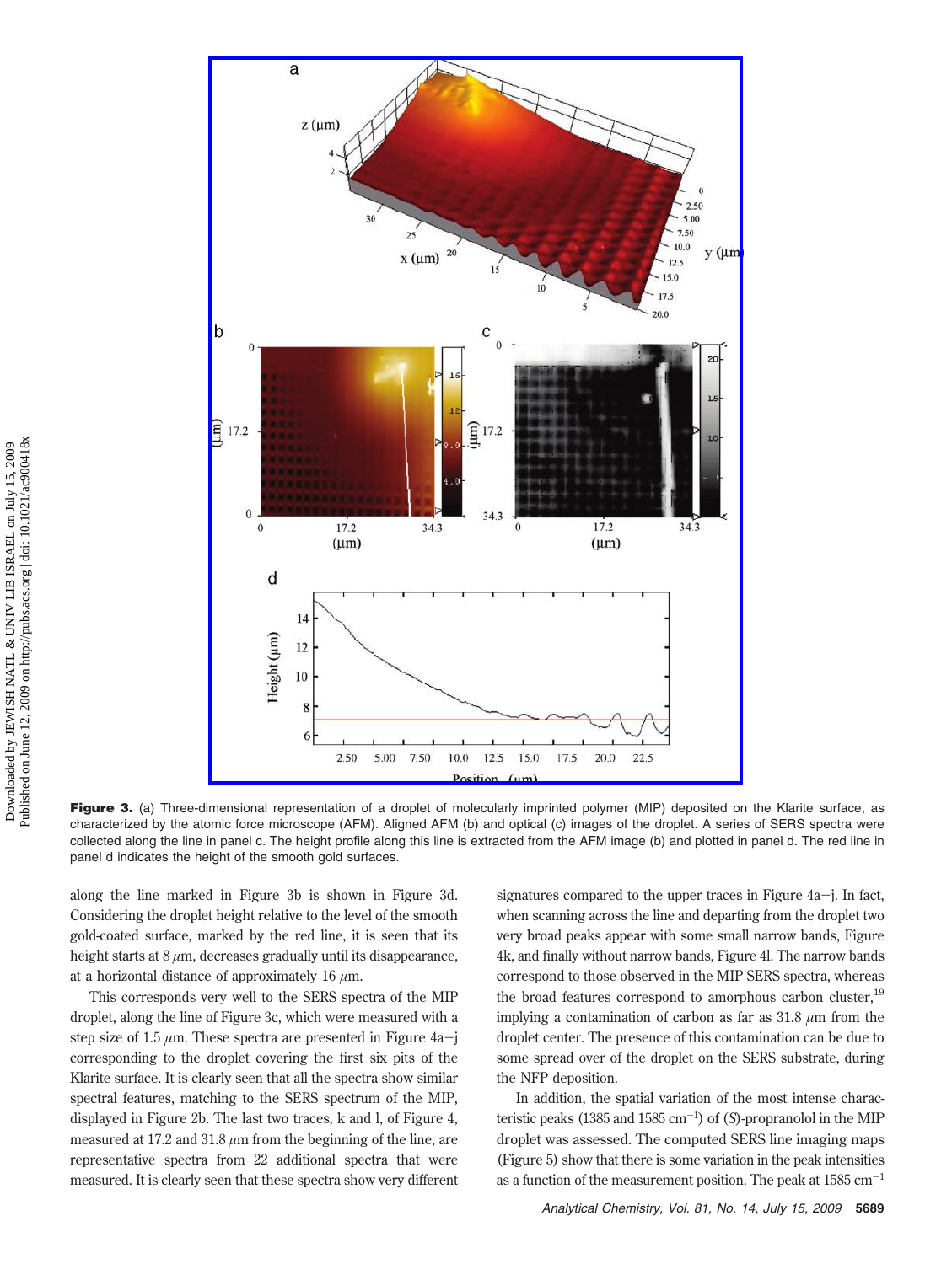**Figure 3.** (a) Three-dimensional representation of a droplet of molecularly imprinted polymer (MIP) deposited on the Klarite surface, as characterized by the atomic force microscope (AFM). Aligned AFM (b) and optical (c) images of the droplet. A series of SERS spectra were collected along the line in panel c. The height profile along this line is extracted from the AFM image (b) and plotted in panel d. The red line in panel d indicates the height of the smooth gold surfaces.

along the line marked in Figure 3b is shown in Figure 3d. Considering the droplet height relative to the level of the smooth gold-coated surface, marked by the red line, it is seen that its height starts at 8 $\mu$m, decreases gradually until its disappearance, at a horizontal distance of approximately 16 $\mu$m.

This corresponds very well to the SERS spectra of the MIP droplet, along the line of Figure 3c, which were measured with a step size of 1.5 $\mu$m. These spectra are presented in Figure 4a–j corresponding to the droplet covering the first six pits of the Klarite surface. It is clearly seen that all the spectra show similar spectral features, matching to the SERS spectrum of the MIP, displayed in Figure 2b. The last two traces, k and l, of Figure 4, measured at 17.2 and 31.8 $\mu$m from the beginning of the line, are representative spectra from 22 additional spectra that were measured. It is clearly seen that these spectra show very different signatures compared to the upper traces in Figure 4a–j. In fact, when scanning across the line and departing from the droplet two very broad peaks appear with some small narrow bands, Figure 4k, and finally without narrow bands, Figure 4l. The narrow bands correspond to those observed in the MIP SERS spectra, whereas the broad features correspond to amorphous carbon cluster,[19] implying a contamination of carbon as far as 31.8 $\mu$m from the droplet center. The presence of this contamination can be due to some spread over of the droplet on the SERS substrate, during the NFP deposition.

In addition, the spatial variation of the most intense characteristic peaks (1385 and 1585 cm$^{-1}$) of (*S*)-propranolol in the MIP droplet was assessed. The computed SERS line imaging maps (Figure 5) show that there is some variation in the peak intensities as a function of the measurement position. The peak at 1585 cm$^{-1}$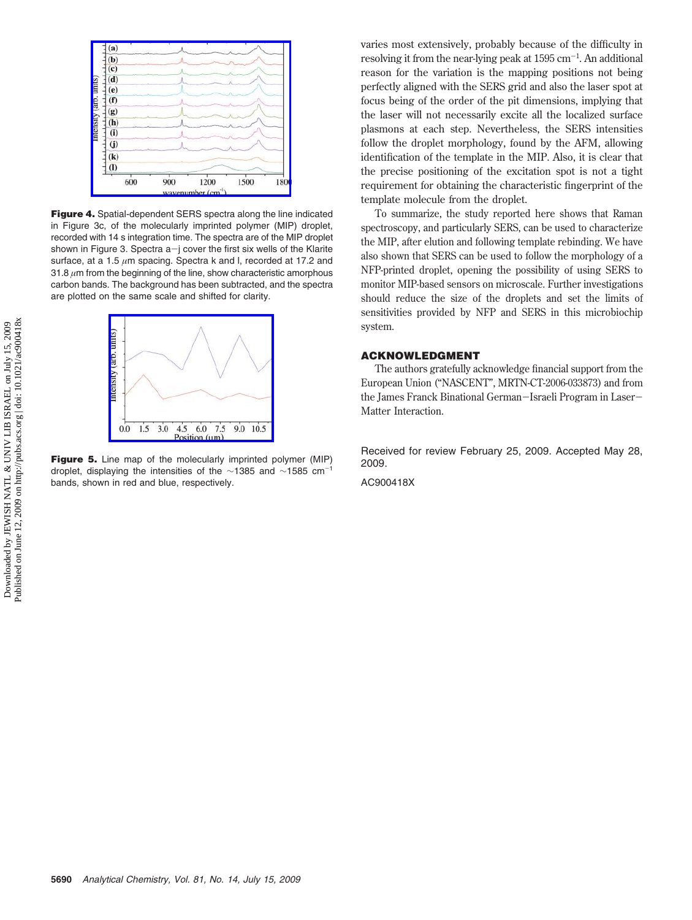(a)
(b)
(c)
(d)
(e)
(f)
(g)
(h)
(i)
(j)
(k)
(l)
Intensity (arb. units)
600 900 1200 1500 1800
wavenumber (cm$^{-1}$)

**Figure 4.** Spatial-dependent SERS spectra along the line indicated in Figure 3c, of the molecularly imprinted polymer (MIP) droplet, recorded with 14 s integration time. The spectra are of the MIP droplet shown in Figure 3. Spectra a–j cover the first six wells of the Klarite surface, at a 1.5 $\mu$m spacing. Spectra k and l, recorded at 17.2 and 31.8 $\mu$m from the beginning of the line, show characteristic amorphous carbon bands. The background has been subtracted, and the spectra are plotted on the same scale and shifted for clarity.

Intensity (arb. units)
0.0 1.5 3.0 4.5 6.0 7.5 9.0 10.5
Position (μm)

**Figure 5.** Line map of the molecularly imprinted polymer (MIP) droplet, displaying the intensities of the ~1385 and ~1585 cm$^{-1}$ bands, shown in red and blue, respectively.

varies most extensively, probably because of the difficulty in resolving it from the near-lying peak at 1595 cm$^{-1}$. An additional reason for the variation is the mapping positions not being perfectly aligned with the SERS grid and also the laser spot at focus being of the order of the pit dimensions, implying that the laser will not necessarily excite all the localized surface plasmons at each step. Nevertheless, the SERS intensities follow the droplet morphology, found by the AFM, allowing identification of the template in the MIP. Also, it is clear that the precise positioning of the excitation spot is not a tight requirement for obtaining the characteristic fingerprint of the template molecule from the droplet.

To summarize, the study reported here shows that Raman spectroscopy, and particularly SERS, can be used to characterize the MIP, after elution and following template rebinding. We have also shown that SERS can be used to follow the morphology of a NFP-printed droplet, opening the possibility of using SERS to monitor MIP-based sensors on microscale. Further investigations should reduce the size of the droplets and set the limits of sensitivities provided by NFP and SERS in this microbiochip system.

## ACKNOWLEDGMENT

The authors gratefully acknowledge financial support from the European Union ("NASCENT", MRTN-CT-2006-033873) and from the James Franck Binational German–Israeli Program in Laser–Matter Interaction.

Received for review February 25, 2009. Accepted May 28, 2009.

AC900418X